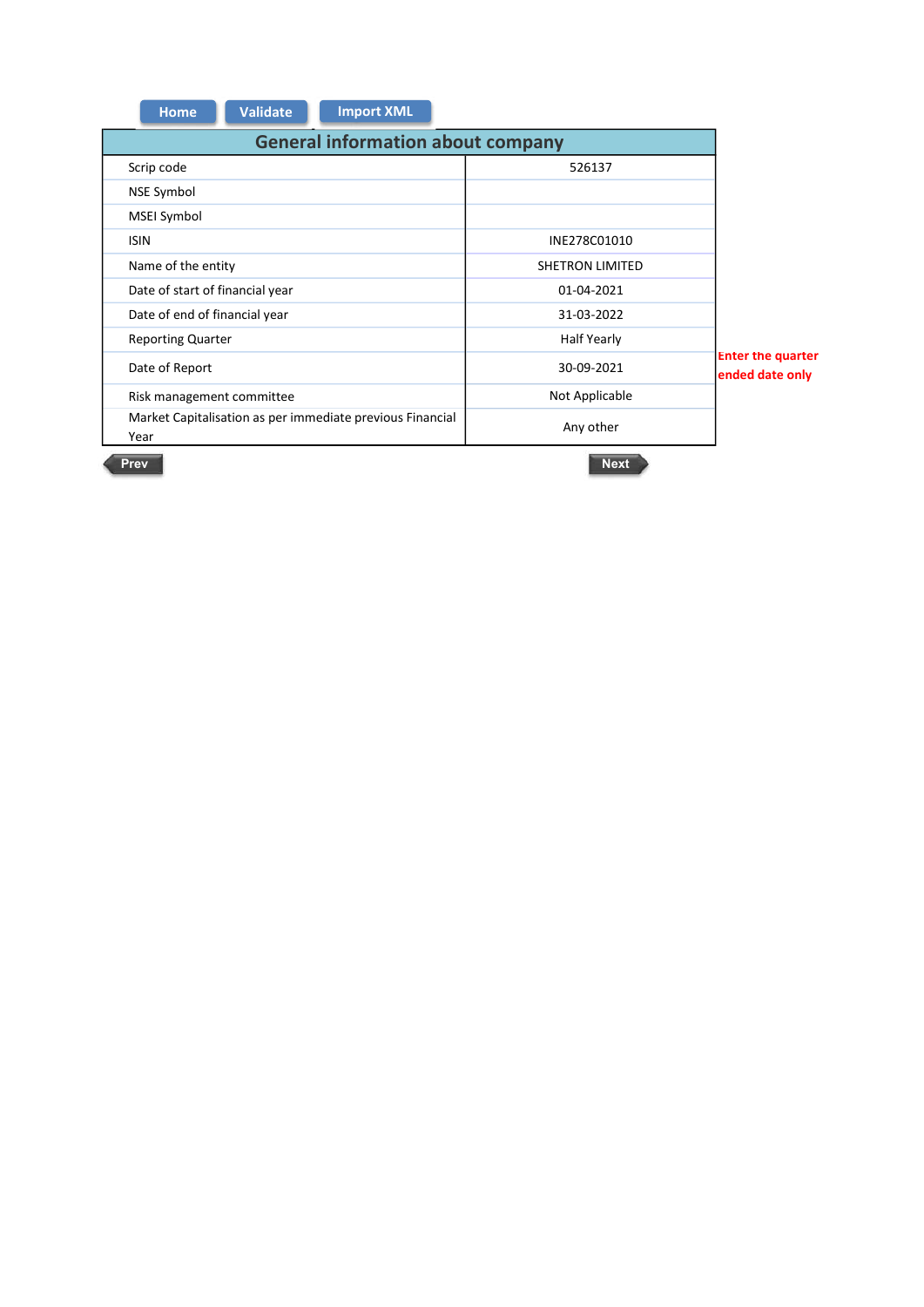Home | Validate | Import XML

## General information about company

| General information about company | |
|---|---|
| Scrip code | 526137 |
| NSE Symbol | |
| MSEI Symbol | |
| ISIN | INE278C01010 |
| Name of the entity | SHETRON LIMITED |
| Date of start of financial year | 01-04-2021 |
| Date of end of financial year | 31-03-2022 |
| Reporting Quarter | Half Yearly |
| Date of Report | 30-09-2021 |
| Risk management committee | Not Applicable |
| Market Capitalisation as per immediate previous Financial Year | Any other |

Enter the quarter ended date only

Prev | Next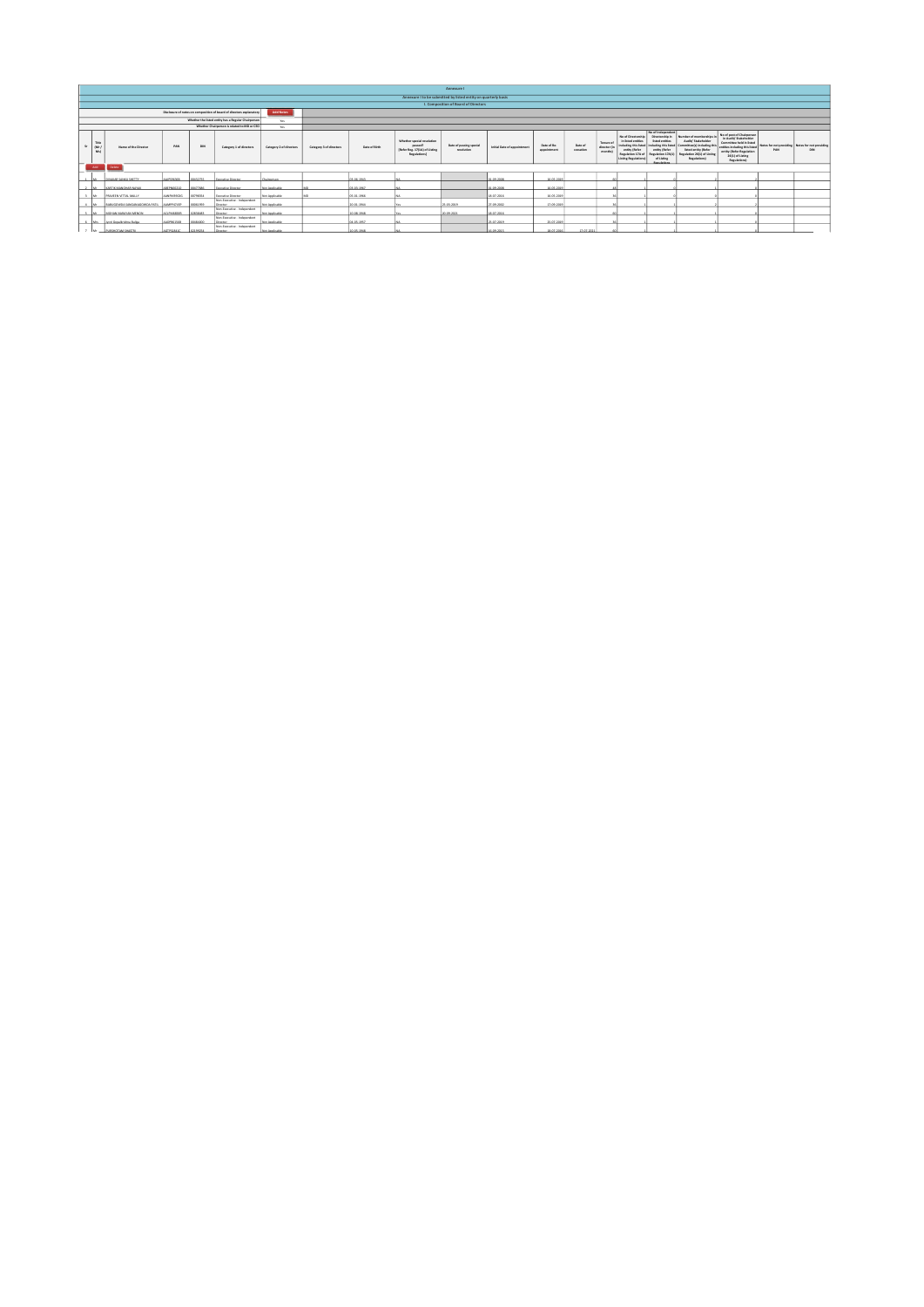Annexure I

Annexure I to be submitted by listed entity on quarterly basis

I. Composition of Board of Directors

| Disclosure of notes on composition of board of directors explanatory | Add Notes |
|---|---|
| Whether the listed entity has a Regular Chairperson | Yes |
| Whether Chairperson is related to MD or CEO | Yes |

| Sr | Title (Mr / Ms) | Name of the Director | PAN | DIN | Category 1 of directors | Category 2 of directors | Category 3 of directors | Date of Birth | Whether special resolution passed? [Refer Reg. 17(1A) of Listing Regulations] | Date of passing special resolution | Initial Date of appointment | Date of Re-appointment | Date of cessation | Tenure of director (in months) | No of Directorship in listed entities including this listed entity (Refer Regulation 17A of Listing Regulations) | No of Independent Directorship in listed entities including this listed entity (Refer Regulation 17A(1) of Listing Regulations) | Number of memberships in Audit/ Stakeholder Committee(s) including this listed entity (Refer Regulation 26(1) of Listing Regulations) | No of post of Chairperson in Audit/ Stakeholder Committee held in listed entities including this listed entity (Refer Regulation 26(1) of Listing Regulations) | Notes for not providing PAN | Notes for not providing DIN |
|---|---|---|---|---|---|---|---|---|---|---|---|---|---|---|---|---|---|---|---|---|
| 1 | Mr | DIWAKAR GANGA SHETTY | AAIPS9038N | 00432755 | Executive Director | Chairperson | | 01-06-1950 | NA | | 26-09-2008 | 16-05-2019 | | 60 | 1 | 0 | 2 | 2 | | |
| 2 | Mr | KARTIK MANOHAR NAYAK | ABEPN0831D | 00677885 | Executive Director | Not Applicable | MD | 01-06-1967 | NA | | 26-09-2008 | 16-05-2019 | | 48 | 1 | 0 | 1 | 0 | | |
| 3 | Mr | PRAVEEN VITTAL MALLY | AAKPM9930C | 00790054 | Executive Director | Not Applicable | MD | 03-01-1966 | NA | | 18-07-2018 | 16-05-2019 | | 56 | 1 | 0 | 0 | 0 | | |
| 4 | Mr | RANGDEVRAI SURYANARAYAN PATIL | AAMPP6747F | 00081393 | Non-Executive - Independent Director | Not Applicable | | 20-01-1944 | Yes | 25-10-2019 | 27-09-2003 | 17-09-2019 | | 36 | 1 | 1 | 2 | 2 | | |
| 5 | Mr | MOHAN GANPATHI MENON | ACLPM4888R | 02303085 | Non-Executive - Independent Director | Not Applicable | | 20-08-1948 | Yes | 20-09-2021 | 18-07-2018 | | | 60 | 1 | 1 | 1 | 0 | | |
| 6 | Mrs | Jyoti Gopalkrishna Rodge | AAOPR6355B | 08668010 | Non-Executive - Independent Director | Not Applicable | | 04-09-1957 | NA | | 20-07-2019 | 15-07-2019 | | 36 | 1 | 1 | 1 | 0 | | |
| 7 | Mr | PURSHOTAM SHASTRI | AKTPS4341C | 02479254 | Non-Executive - Independent Director | Not Applicable | | 10-05-1948 | NA | | 10-09-2013 | 18-07-2014 | 17-07-2022 | 60 | 1 | 1 | 1 | 0 | | |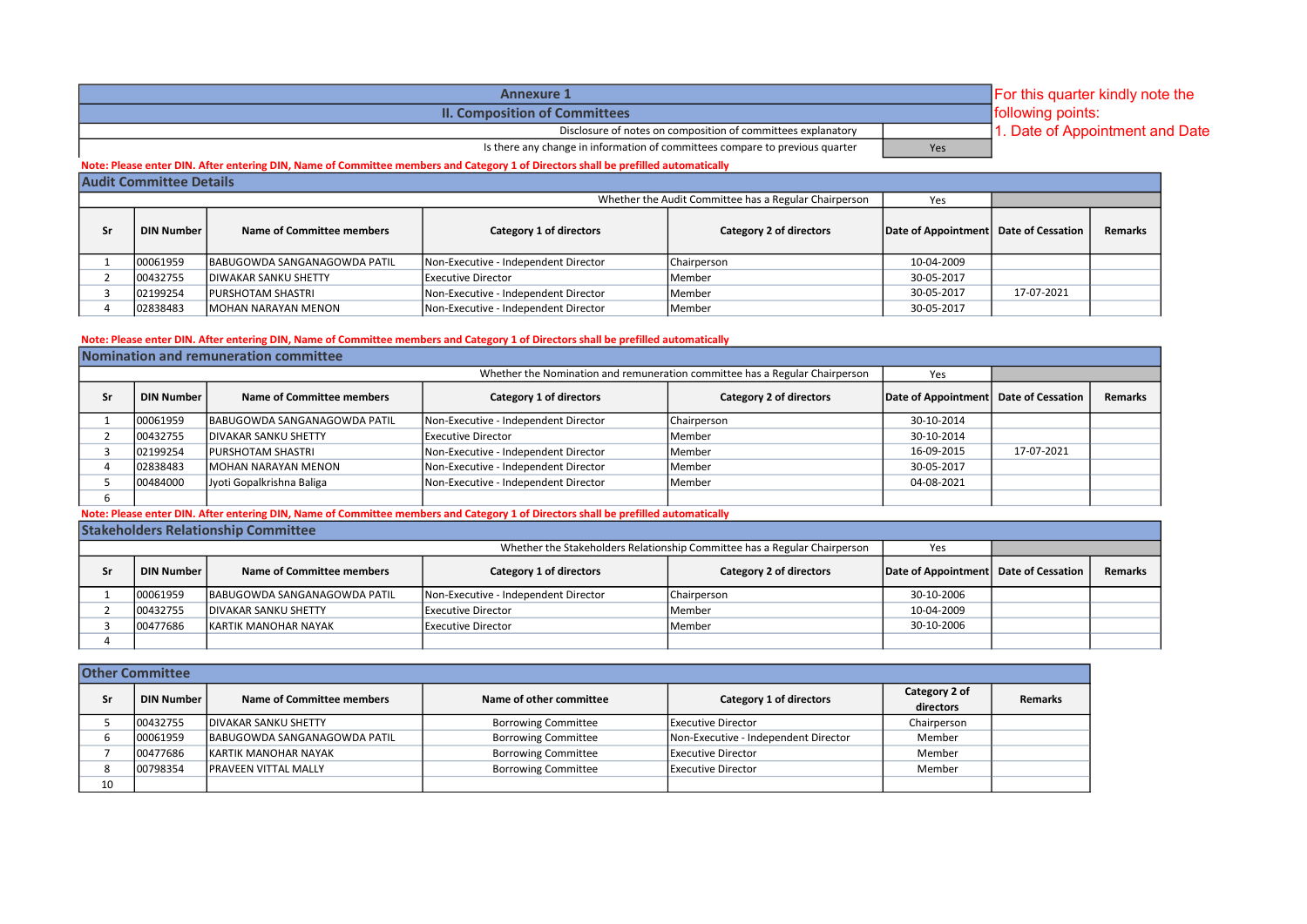## Annexure 1

### II. Composition of Committees

| | |
|---|---|
| Disclosure of notes on composition of committees explanatory | |
| Is there any change in information of committees compare to previous quarter | Yes |

For this quarter kindly note the following points:
1. Date of Appointment and Date

**Note: Please enter DIN. After entering DIN, Name of Committee members and Category 1 of Directors shall be prefilled automatically**

### Audit Committee Details

Whether the Audit Committee has a Regular Chairperson: Yes

| Sr | DIN Number | Name of Committee members | Category 1 of directors | Category 2 of directors | Date of Appointment | Date of Cessation | Remarks |
|---|---|---|---|---|---|---|---|
| 1 | 00061959 | BABUGOWDA SANGANAGOWDA PATIL | Non-Executive - Independent Director | Chairperson | 10-04-2009 | | |
| 2 | 00432755 | DIWAKAR SANKU SHETTY | Executive Director | Member | 30-05-2017 | | |
| 3 | 02199254 | PURSHOTAM SHASTRI | Non-Executive - Independent Director | Member | 30-05-2017 | 17-07-2021 | |
| 4 | 02838483 | MOHAN NARAYAN MENON | Non-Executive - Independent Director | Member | 30-05-2017 | | |

**Note: Please enter DIN. After entering DIN, Name of Committee members and Category 1 of Directors shall be prefilled automatically**

### Nomination and remuneration committee

Whether the Nomination and remuneration committee has a Regular Chairperson: Yes

| Sr | DIN Number | Name of Committee members | Category 1 of directors | Category 2 of directors | Date of Appointment | Date of Cessation | Remarks |
|---|---|---|---|---|---|---|---|
| 1 | 00061959 | BABUGOWDA SANGANAGOWDA PATIL | Non-Executive - Independent Director | Chairperson | 30-10-2014 | | |
| 2 | 00432755 | DIVAKAR SANKU SHETTY | Executive Director | Member | 30-10-2014 | | |
| 3 | 02199254 | PURSHOTAM SHASTRI | Non-Executive - Independent Director | Member | 16-09-2015 | 17-07-2021 | |
| 4 | 02838483 | MOHAN NARAYAN MENON | Non-Executive - Independent Director | Member | 30-05-2017 | | |
| 5 | 00484000 | Jyoti Gopalkrishna Baliga | Non-Executive - Independent Director | Member | 04-08-2021 | | |
| 6 | | | | | | | |

**Note: Please enter DIN. After entering DIN, Name of Committee members and Category 1 of Directors shall be prefilled automatically**

### Stakeholders Relationship Committee

Whether the Stakeholders Relationship Committee has a Regular Chairperson: Yes

| Sr | DIN Number | Name of Committee members | Category 1 of directors | Category 2 of directors | Date of Appointment | Date of Cessation | Remarks |
|---|---|---|---|---|---|---|---|
| 1 | 00061959 | BABUGOWDA SANGANAGOWDA PATIL | Non-Executive - Independent Director | Chairperson | 30-10-2006 | | |
| 2 | 00432755 | DIVAKAR SANKU SHETTY | Executive Director | Member | 10-04-2009 | | |
| 3 | 00477686 | KARTIK MANOHAR NAYAK | Executive Director | Member | 30-10-2006 | | |
| 4 | | | | | | | |

### Other Committee

| Sr | DIN Number | Name of Committee members | Name of other committee | Category 1 of directors | Category 2 of directors | Remarks |
|---|---|---|---|---|---|---|
| 5 | 00432755 | DIVAKAR SANKU SHETTY | Borrowing Committee | Executive Director | Chairperson | |
| 6 | 00061959 | BABUGOWDA SANGANAGOWDA PATIL | Borrowing Committee | Non-Executive - Independent Director | Member | |
| 7 | 00477686 | KARTIK MANOHAR NAYAK | Borrowing Committee | Executive Director | Member | |
| 8 | 00798354 | PRAVEEN VITTAL MALLY | Borrowing Committee | Executive Director | Member | |
| 10 | | | | | | |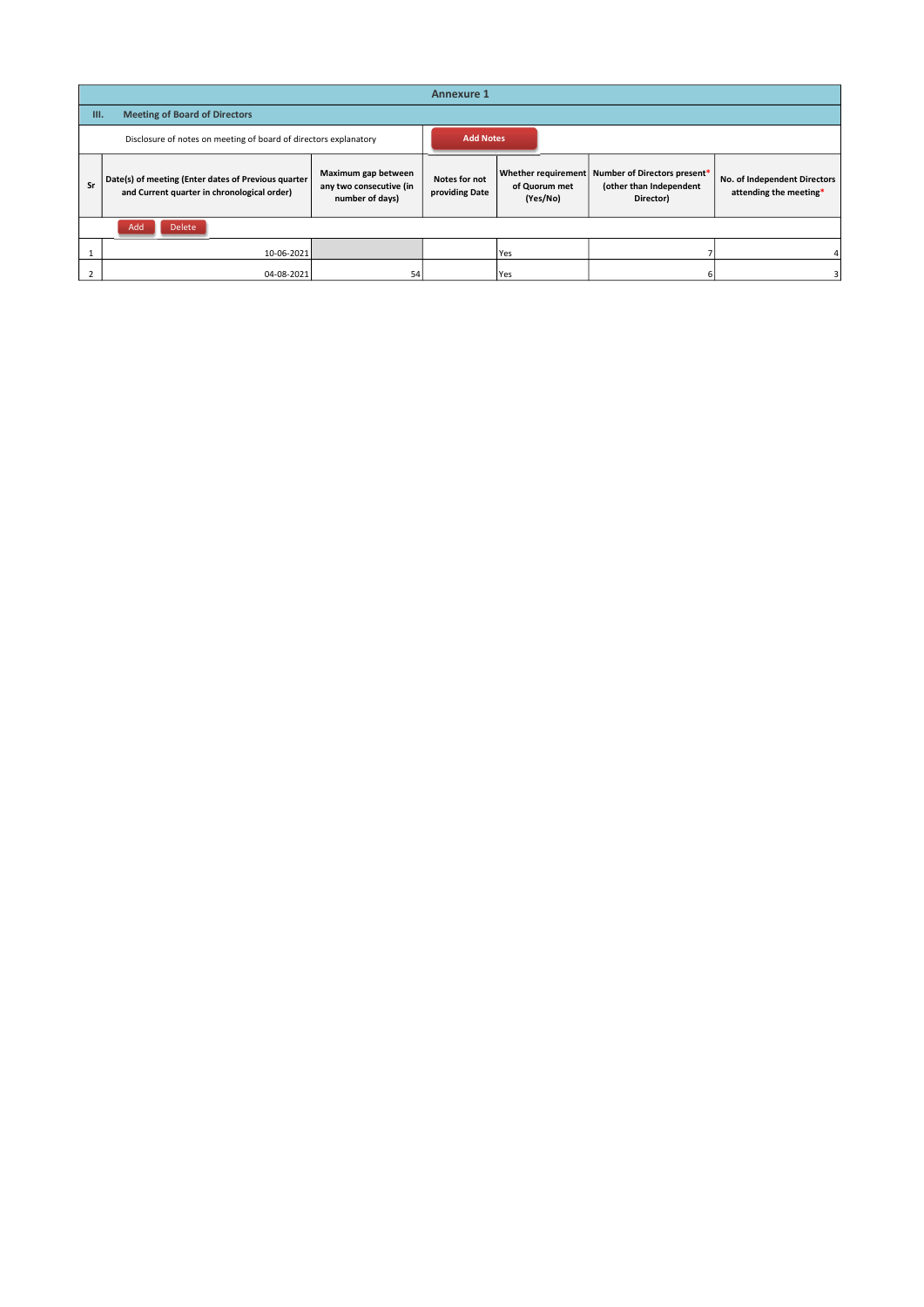# Annexure 1

## III. Meeting of Board of Directors

Disclosure of notes on meeting of board of directors explanatory

Add Notes

| Sr | Date(s) of meeting (Enter dates of Previous quarter and Current quarter in chronological order) | Maximum gap between any two consecutive (in number of days) | Notes for not providing Date | Whether requirement of Quorum met (Yes/No) | Number of Directors present* (other than Independent Director) | No. of Independent Directors attending the meeting* |
|---|---|---|---|---|---|---|
| 1 | 10-06-2021 | | | Yes | 7 | 4 |
| 2 | 04-08-2021 | 54 | | Yes | 6 | 3 |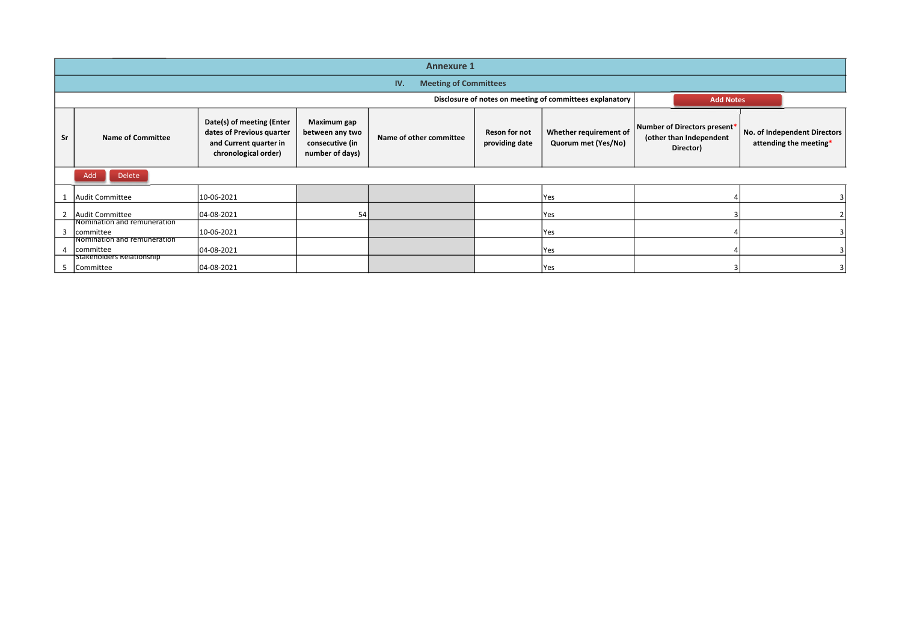## Annexure 1

### IV. Meeting of Committees

Disclosure of notes on meeting of committees explanatory

| Sr | Name of Committee | Date(s) of meeting (Enter dates of Previous quarter and Current quarter in chronological order) | Maximum gap between any two consecutive (in number of days) | Name of other committee | Reson for not providing date | Whether requirement of Quorum met (Yes/No) | Number of Directors present* (other than Independent Director) | No. of Independent Directors attending the meeting* |
|---|---|---|---|---|---|---|---|---|
| 1 | Audit Committee | 10-06-2021 | | | | Yes | 4 | 3 |
| 2 | Audit Committee | 04-08-2021 | 54 | | | Yes | 3 | 2 |
| 3 | Nomination and remuneration committee | 10-06-2021 | | | | Yes | 4 | 3 |
| 4 | Nomination and remuneration committee | 04-08-2021 | | | | Yes | 4 | 3 |
| 5 | Stakeholders Relationship Committee | 04-08-2021 | | | | Yes | 3 | 3 |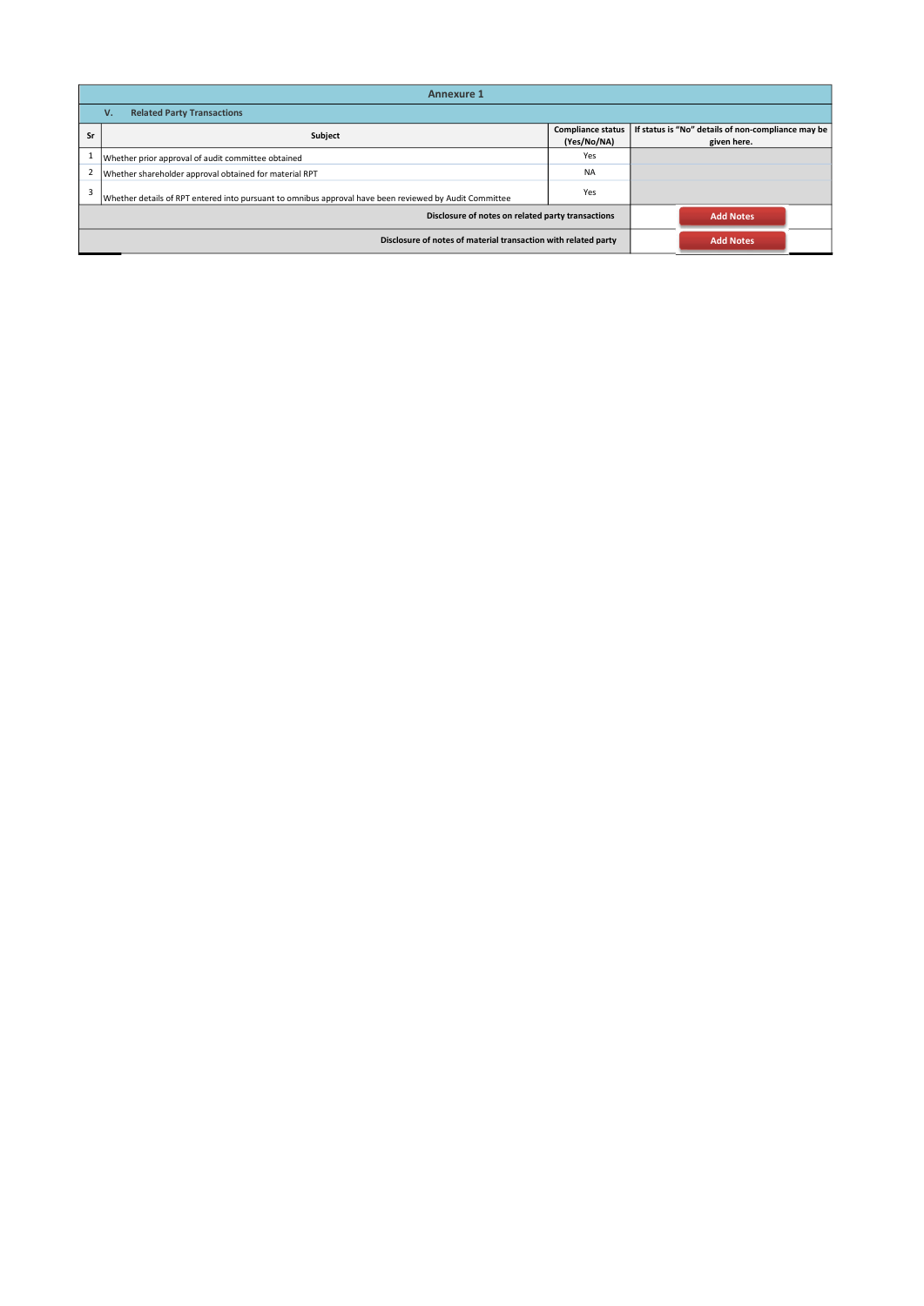## Annexure 1

### V. Related Party Transactions

| Sr | Subject | Compliance status (Yes/No/NA) | If status is "No" details of non-compliance may be given here. |
|---|---|---|---|
| 1 | Whether prior approval of audit committee obtained | Yes | |
| 2 | Whether shareholder approval obtained for material RPT | NA | |
| 3 | Whether details of RPT entered into pursuant to omnibus approval have been reviewed by Audit Committee | Yes | |
| | Disclosure of notes on related party transactions | | Add Notes |
| | Disclosure of notes of material transaction with related party | | Add Notes |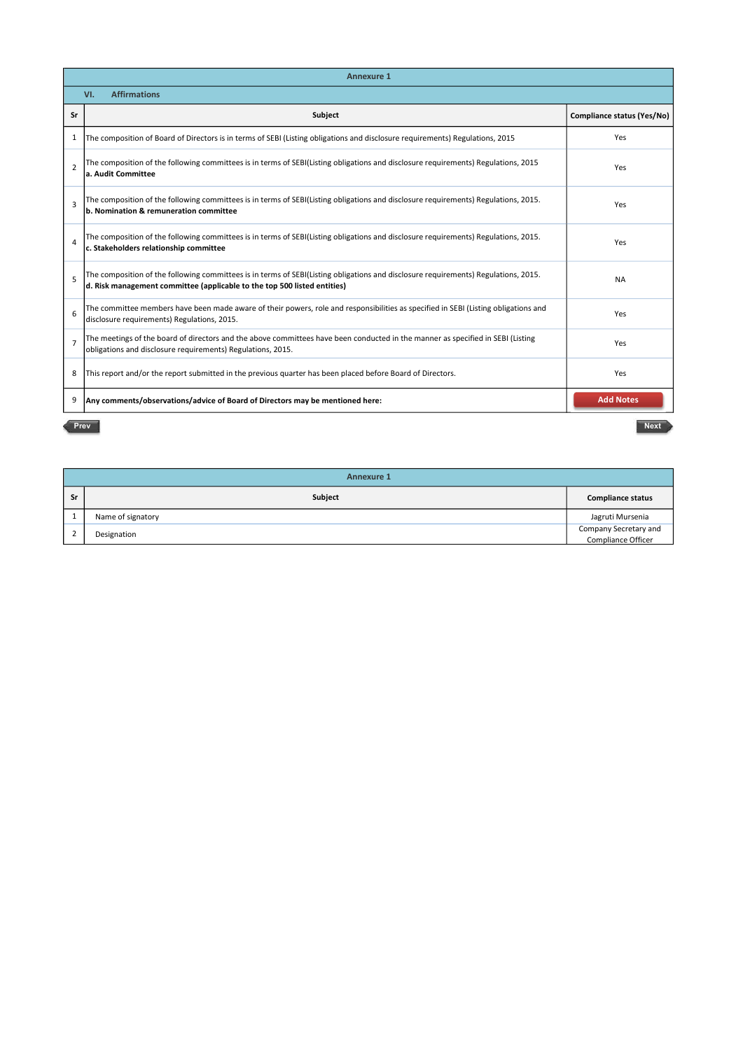## Annexure 1

### VI. Affirmations

| Sr | Subject | Compliance status (Yes/No) |
|---|---|---|
| 1 | The composition of Board of Directors is in terms of SEBI (Listing obligations and disclosure requirements) Regulations, 2015 | Yes |
| 2 | The composition of the following committees is in terms of SEBI(Listing obligations and disclosure requirements) Regulations, 2015<br>**a. Audit Committee** | Yes |
| 3 | The composition of the following committees is in terms of SEBI(Listing obligations and disclosure requirements) Regulations, 2015.<br>**b. Nomination & remuneration committee** | Yes |
| 4 | The composition of the following committees is in terms of SEBI(Listing obligations and disclosure requirements) Regulations, 2015.<br>**c. Stakeholders relationship committee** | Yes |
| 5 | The composition of the following committees is in terms of SEBI(Listing obligations and disclosure requirements) Regulations, 2015.<br>**d. Risk management committee (applicable to the top 500 listed entities)** | NA |
| 6 | The committee members have been made aware of their powers, role and responsibilities as specified in SEBI (Listing obligations and disclosure requirements) Regulations, 2015. | Yes |
| 7 | The meetings of the board of directors and the above committees have been conducted in the manner as specified in SEBI (Listing obligations and disclosure requirements) Regulations, 2015. | Yes |
| 8 | This report and/or the report submitted in the previous quarter has been placed before Board of Directors. | Yes |
| 9 | **Any comments/observations/advice of Board of Directors may be mentioned here:** | Add Notes |

Prev Next

## Annexure 1

| Sr | Subject | Compliance status |
|---|---|---|
| 1 | Name of signatory | Jagruti Mursenia |
| 2 | Designation | Company Secretary and Compliance Officer |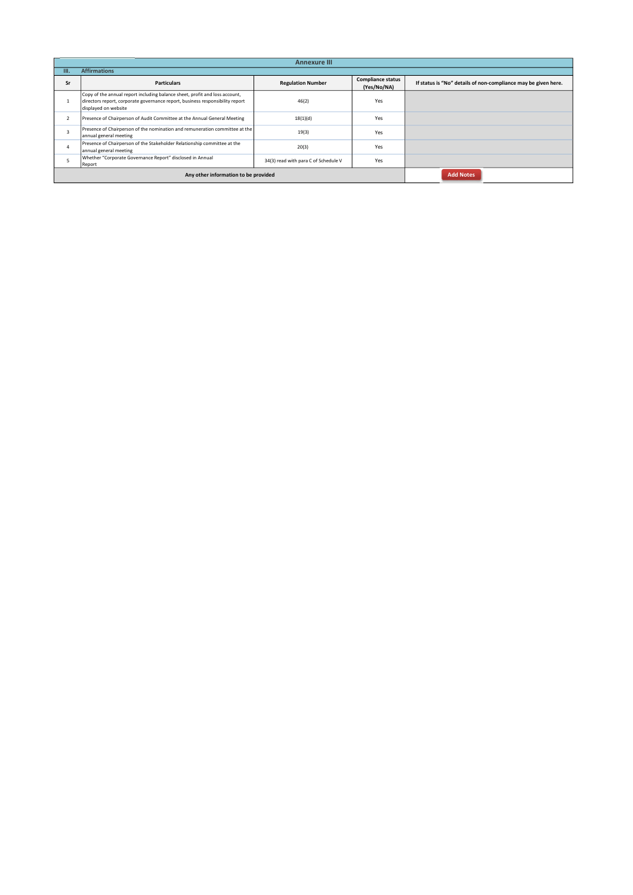## Annexure III

### III. Affirmations

| Sr | Particulars | Regulation Number | Compliance status (Yes/No/NA) | If status is "No" details of non-compliance may be given here. |
|---|---|---|---|---|
| 1 | Copy of the annual report including balance sheet, profit and loss account, directors report, corporate governance report, business responsibility report displayed on website | 46(2) | Yes | |
| 2 | Presence of Chairperson of Audit Committee at the Annual General Meeting | 18(1)(d) | Yes | |
| 3 | Presence of Chairperson of the nomination and remuneration committee at the annual general meeting | 19(3) | Yes | |
| 4 | Presence of Chairperson of the Stakeholder Relationship committee at the annual general meeting | 20(3) | Yes | |
| 5 | Whether "Corporate Governance Report" disclosed in Annual Report | 34(3) read with para C of Schedule V | Yes | |
| Any other information to be provided | | | | Add Notes |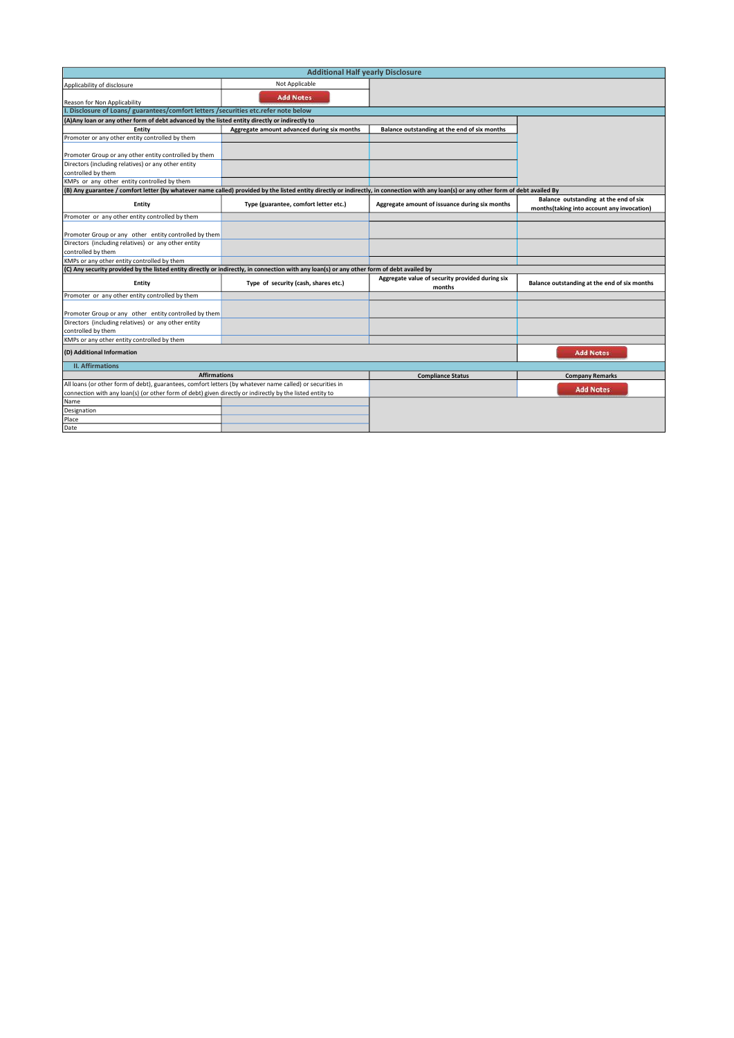## Additional Half yearly Disclosure

| Applicability of disclosure | Not Applicable | |
|---|---|---|
| Reason for Non Applicability | Add Notes | |

**I. Disclosure of Loans/ guarantees/comfort letters /securities etc.refer note below**

**(A)Any loan or any other form of debt advanced by the listed entity directly or indirectly to**

| Entity | Aggregate amount advanced during six months | Balance outstanding at the end of six months |
|---|---|---|
| Promoter or any other entity controlled by them | | |
| Promoter Group or any other entity controlled by them | | |
| Directors (including relatives) or any other entity controlled by them | | |
| KMPs or any other entity controlled by them | | |

**(B) Any guarantee / comfort letter (by whatever name called) provided by the listed entity directly or indirectly, in connection with any loan(s) or any other form of debt availed By**

| Entity | Type (guarantee, comfort letter etc.) | Aggregate amount of issuance during six months | Balance outstanding at the end of six months(taking into account any invocation) |
|---|---|---|---|
| Promoter or any other entity controlled by them | | | |
| Promoter Group or any other entity controlled by them | | | |
| Directors (including relatives) or any other entity controlled by them | | | |
| KMPs or any other entity controlled by them | | | |

**(C) Any security provided by the listed entity directly or indirectly, in connection with any loan(s) or any other form of debt availed by**

| Entity | Type of security (cash, shares etc.) | Aggregate value of security provided during six months | Balance outstanding at the end of six months |
|---|---|---|---|
| Promoter or any other entity controlled by them | | | |
| Promoter Group or any other entity controlled by them | | | |
| Directors (including relatives) or any other entity controlled by them | | | |
| KMPs or any other entity controlled by them | | | |

| **(D) Additional Information** | Add Notes |
|---|---|

**II. Affirmations**

| Affirmations | | Compliance Status | Company Remarks |
|---|---|---|---|
| All loans (or other form of debt), guarantees, comfort letters (by whatever name called) or securities in connection with any loan(s) (or other form of debt) given directly or indirectly by the listed entity to | | | Add Notes |
| Name | | | |
| Designation | | | |
| Place | | | |
| Date | | | |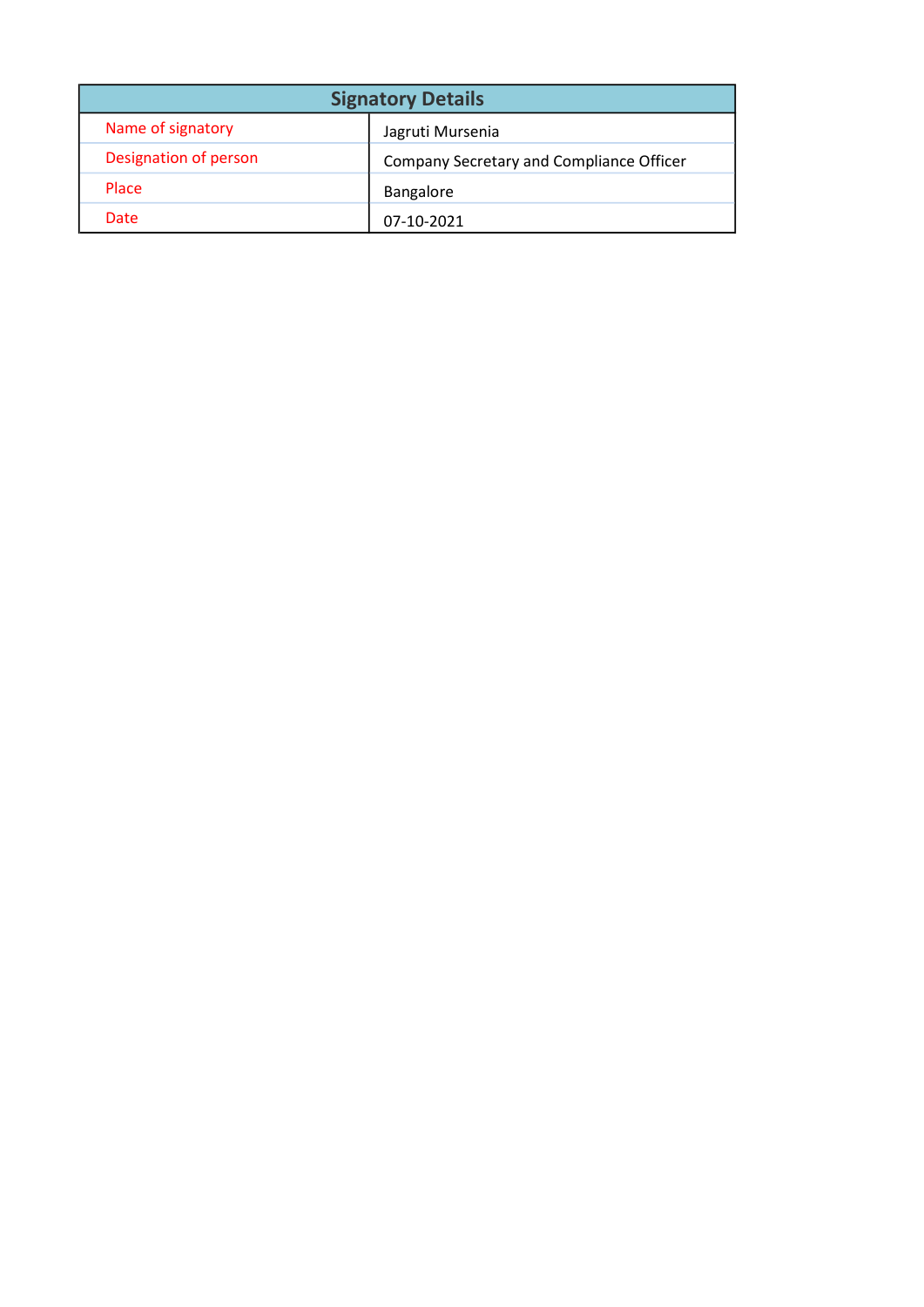| Signatory Details | |
| --- | --- |
| Name of signatory | Jagruti Mursenia |
| Designation of person | Company Secretary and Compliance Officer |
| Place | Bangalore |
| Date | 07-10-2021 |